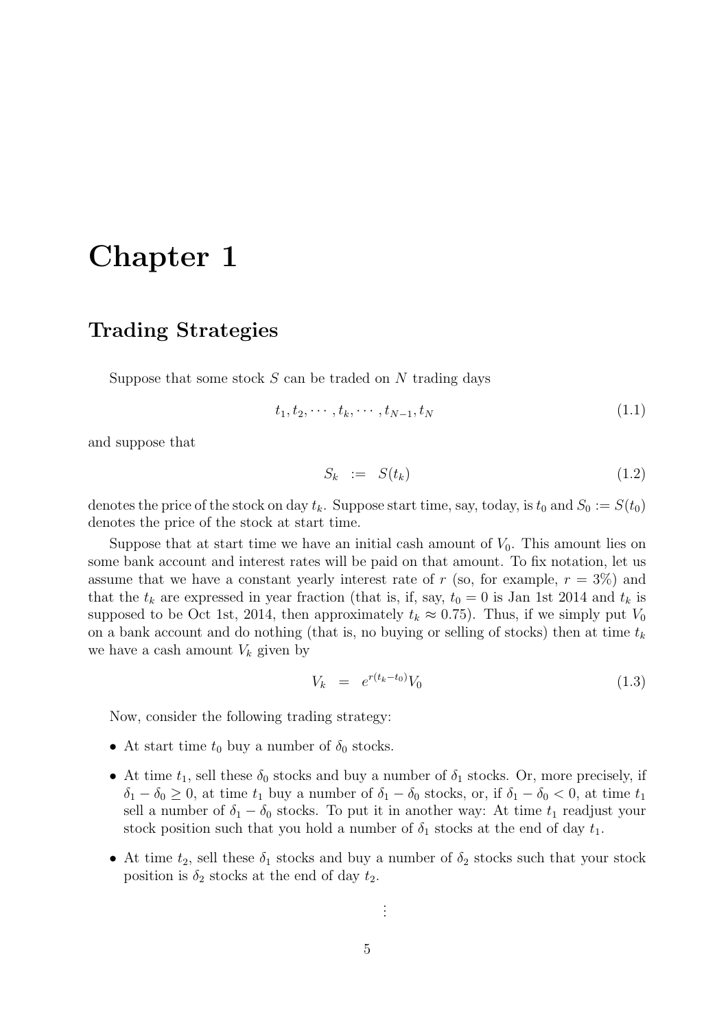# Chapter 1

## Trading Strategies

Suppose that some stock $S$ can be traded on $N$ trading days

$$t_1, t_2, \cdots, t_k, \cdots, t_{N-1}, t_N \tag{1.1}$$

and suppose that

$$S_k \;:=\; S(t_k) \tag{1.2}$$

denotes the price of the stock on day $t_k$. Suppose start time, say, today, is $t_0$ and $S_0 := S(t_0)$ denotes the price of the stock at start time.

Suppose that at start time we have an initial cash amount of $V_0$. This amount lies on some bank account and interest rates will be paid on that amount. To fix notation, let us assume that we have a constant yearly interest rate of $r$ (so, for example, $r = 3\%$) and that the $t_k$ are expressed in year fraction (that is, if, say, $t_0 = 0$ is Jan 1st 2014 and $t_k$ is supposed to be Oct 1st, 2014, then approximately $t_k \approx 0.75$). Thus, if we simply put $V_0$ on a bank account and do nothing (that is, no buying or selling of stocks) then at time $t_k$ we have a cash amount $V_k$ given by

$$V_k \;=\; e^{r(t_k - t_0)} V_0 \tag{1.3}$$

Now, consider the following trading strategy:

- At start time $t_0$ buy a number of $\delta_0$ stocks.
- At time $t_1$, sell these $\delta_0$ stocks and buy a number of $\delta_1$ stocks. Or, more precisely, if $\delta_1 - \delta_0 \geq 0$, at time $t_1$ buy a number of $\delta_1 - \delta_0$ stocks, or, if $\delta_1 - \delta_0 < 0$, at time $t_1$ sell a number of $\delta_1 - \delta_0$ stocks. To put it in another way: At time $t_1$ readjust your stock position such that you hold a number of $\delta_1$ stocks at the end of day $t_1$.
- At time $t_2$, sell these $\delta_1$ stocks and buy a number of $\delta_2$ stocks such that your stock position is $\delta_2$ stocks at the end of day $t_2$.

$$\vdots$$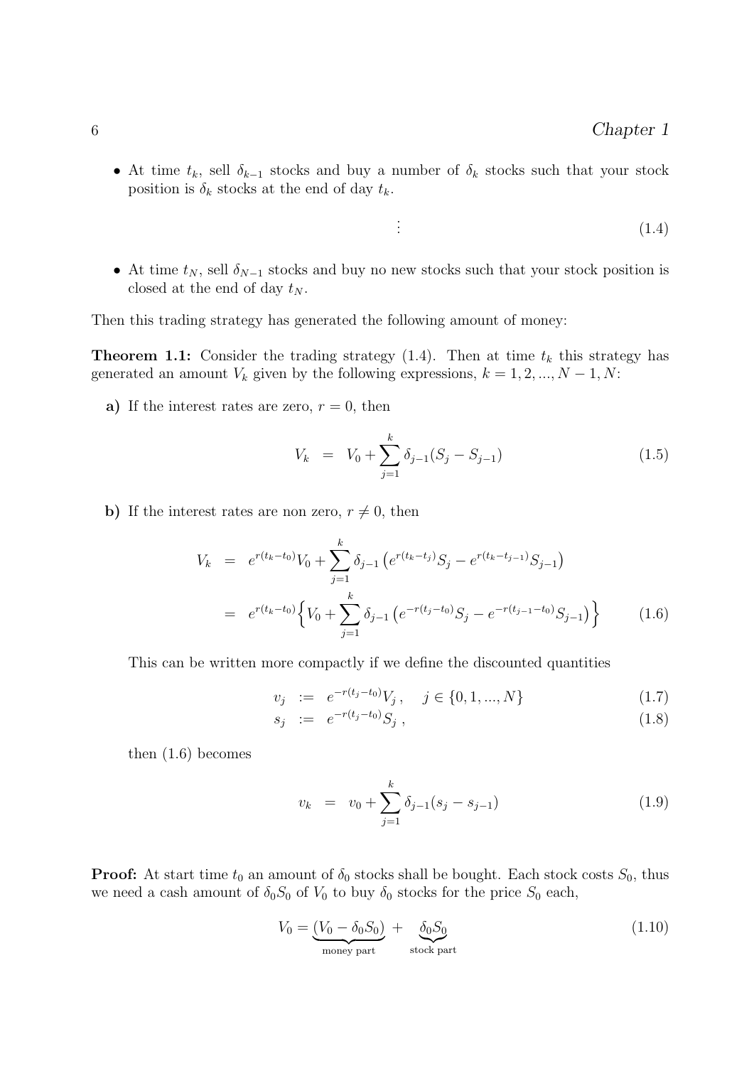- At time $t_k$, sell $\delta_{k-1}$ stocks and buy a number of $\delta_k$ stocks such that your stock position is $\delta_k$ stocks at the end of day $t_k$.

$$\vdots \tag{1.4}$$

- At time $t_N$, sell $\delta_{N-1}$ stocks and buy no new stocks such that your stock position is closed at the end of day $t_N$.

Then this trading strategy has generated the following amount of money:

**Theorem 1.1:** Consider the trading strategy (1.4). Then at time $t_k$ this strategy has generated an amount $V_k$ given by the following expressions, $k = 1, 2, ..., N-1, N$:

**a)** If the interest rates are zero, $r = 0$, then

$$V_k = V_0 + \sum_{j=1}^{k} \delta_{j-1}(S_j - S_{j-1}) \tag{1.5}$$

**b)** If the interest rates are non zero, $r \neq 0$, then

$$\begin{aligned} V_k &= e^{r(t_k - t_0)} V_0 + \sum_{j=1}^{k} \delta_{j-1} \left( e^{r(t_k - t_j)} S_j - e^{r(t_k - t_{j-1})} S_{j-1} \right) \\ &= e^{r(t_k - t_0)} \Big\{ V_0 + \sum_{j=1}^{k} \delta_{j-1} \left( e^{-r(t_j - t_0)} S_j - e^{-r(t_{j-1} - t_0)} S_{j-1} \right) \Big\} \end{aligned} \tag{1.6}$$

This can be written more compactly if we define the discounted quantities

$$v_j := e^{-r(t_j - t_0)} V_j \,, \quad j \in \{0, 1, ..., N\} \tag{1.7}$$

$$s_j := e^{-r(t_j - t_0)} S_j \,, \tag{1.8}$$

then (1.6) becomes

$$v_k = v_0 + \sum_{j=1}^{k} \delta_{j-1}(s_j - s_{j-1}) \tag{1.9}$$

**Proof:** At start time $t_0$ an amount of $\delta_0$ stocks shall be bought. Each stock costs $S_0$, thus we need a cash amount of $\delta_0 S_0$ of $V_0$ to buy $\delta_0$ stocks for the price $S_0$ each,

$$V_0 = \underbrace{(V_0 - \delta_0 S_0)}_{\text{money part}} + \underbrace{\delta_0 S_0}_{\text{stock part}} \tag{1.10}$$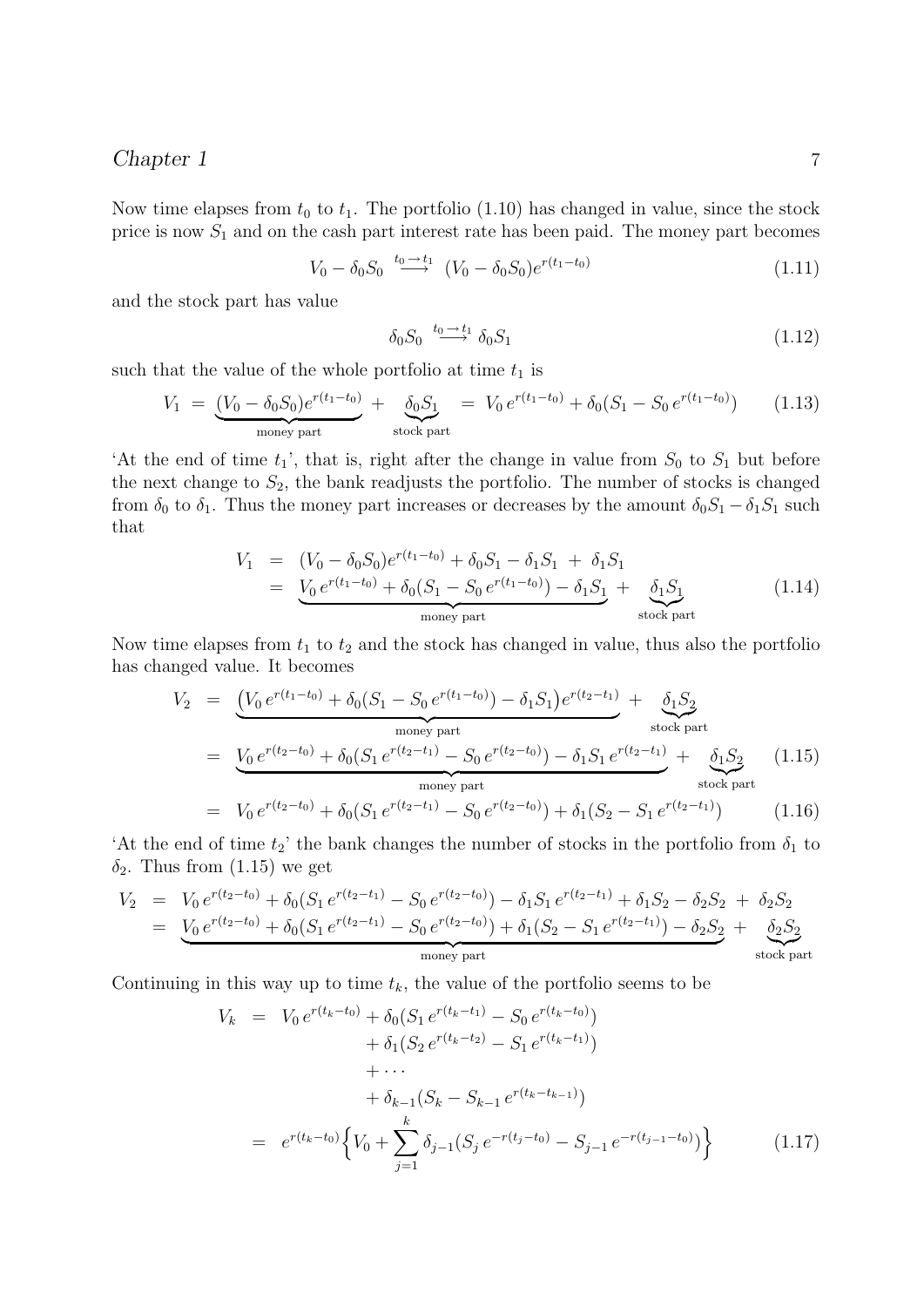Now time elapses from $t_0$ to $t_1$. The portfolio (1.10) has changed in value, since the stock price is now $S_1$ and on the cash part interest rate has been paid. The money part becomes

$$V_0 - \delta_0 S_0 \;\overset{t_0 \to t_1}{\longrightarrow}\; (V_0 - \delta_0 S_0)e^{r(t_1 - t_0)} \tag{1.11}$$

and the stock part has value

$$\delta_0 S_0 \;\overset{t_0 \to t_1}{\longrightarrow}\; \delta_0 S_1 \tag{1.12}$$

such that the value of the whole portfolio at time $t_1$ is

$$V_1 \;=\; \underbrace{(V_0 - \delta_0 S_0)e^{r(t_1 - t_0)}}_{\text{money part}} \;+\; \underbrace{\delta_0 S_1}_{\text{stock part}} \;=\; V_0\, e^{r(t_1 - t_0)} + \delta_0 (S_1 - S_0\, e^{r(t_1 - t_0)}) \tag{1.13}$$

'At the end of time $t_1$', that is, right after the change in value from $S_0$ to $S_1$ but before the next change to $S_2$, the bank readjusts the portfolio. The number of stocks is changed from $\delta_0$ to $\delta_1$. Thus the money part increases or decreases by the amount $\delta_0 S_1 - \delta_1 S_1$ such that

$$\begin{aligned}
V_1 &= (V_0 - \delta_0 S_0)e^{r(t_1 - t_0)} + \delta_0 S_1 - \delta_1 S_1 \;+\; \delta_1 S_1 \\
&= \underbrace{V_0\, e^{r(t_1 - t_0)} + \delta_0 (S_1 - S_0\, e^{r(t_1 - t_0)}) - \delta_1 S_1}_{\text{money part}} \;+\; \underbrace{\delta_1 S_1}_{\text{stock part}}
\end{aligned} \tag{1.14}$$

Now time elapses from $t_1$ to $t_2$ and the stock has changed in value, thus also the portfolio has changed value. It becomes

$$\begin{aligned}
V_2 &= \underbrace{\big(V_0\, e^{r(t_1 - t_0)} + \delta_0 (S_1 - S_0\, e^{r(t_1 - t_0)}) - \delta_1 S_1\big)e^{r(t_2 - t_1)}}_{\text{money part}} \;+\; \underbrace{\delta_1 S_2}_{\text{stock part}} \\
&= \underbrace{V_0\, e^{r(t_2 - t_0)} + \delta_0 (S_1\, e^{r(t_2 - t_1)} - S_0\, e^{r(t_2 - t_0)}) - \delta_1 S_1\, e^{r(t_2 - t_1)}}_{\text{money part}} \;+\; \underbrace{\delta_1 S_2}_{\text{stock part}} 
\end{aligned} \tag{1.15}$$

$$= \; V_0\, e^{r(t_2 - t_0)} + \delta_0 (S_1\, e^{r(t_2 - t_1)} - S_0\, e^{r(t_2 - t_0)}) + \delta_1 (S_2 - S_1\, e^{r(t_2 - t_1)}) \tag{1.16}$$

'At the end of time $t_2$' the bank changes the number of stocks in the portfolio from $\delta_1$ to $\delta_2$. Thus from (1.15) we get

$$\begin{aligned}
V_2 &= V_0\, e^{r(t_2 - t_0)} + \delta_0 (S_1\, e^{r(t_2 - t_1)} - S_0\, e^{r(t_2 - t_0)}) - \delta_1 S_1\, e^{r(t_2 - t_1)} + \delta_1 S_2 - \delta_2 S_2 \;+\; \delta_2 S_2 \\
&= \underbrace{V_0\, e^{r(t_2 - t_0)} + \delta_0 (S_1\, e^{r(t_2 - t_1)} - S_0\, e^{r(t_2 - t_0)}) + \delta_1 (S_2 - S_1\, e^{r(t_2 - t_1)}) - \delta_2 S_2}_{\text{money part}} \;+\; \underbrace{\delta_2 S_2}_{\text{stock part}}
\end{aligned}$$

Continuing in this way up to time $t_k$, the value of the portfolio seems to be

$$\begin{aligned}
V_k &= V_0\, e^{r(t_k - t_0)} + \delta_0 (S_1\, e^{r(t_k - t_1)} - S_0\, e^{r(t_k - t_0)}) \\
&\quad + \delta_1 (S_2\, e^{r(t_k - t_2)} - S_1\, e^{r(t_k - t_1)}) \\
&\quad + \cdots \\
&\quad + \delta_{k-1} (S_k - S_{k-1}\, e^{r(t_k - t_{k-1})}) \\
&= e^{r(t_k - t_0)} \Big\{ V_0 + \sum_{j=1}^{k} \delta_{j-1} (S_j\, e^{-r(t_j - t_0)} - S_{j-1}\, e^{-r(t_{j-1} - t_0)}) \Big\}
\end{aligned} \tag{1.17}$$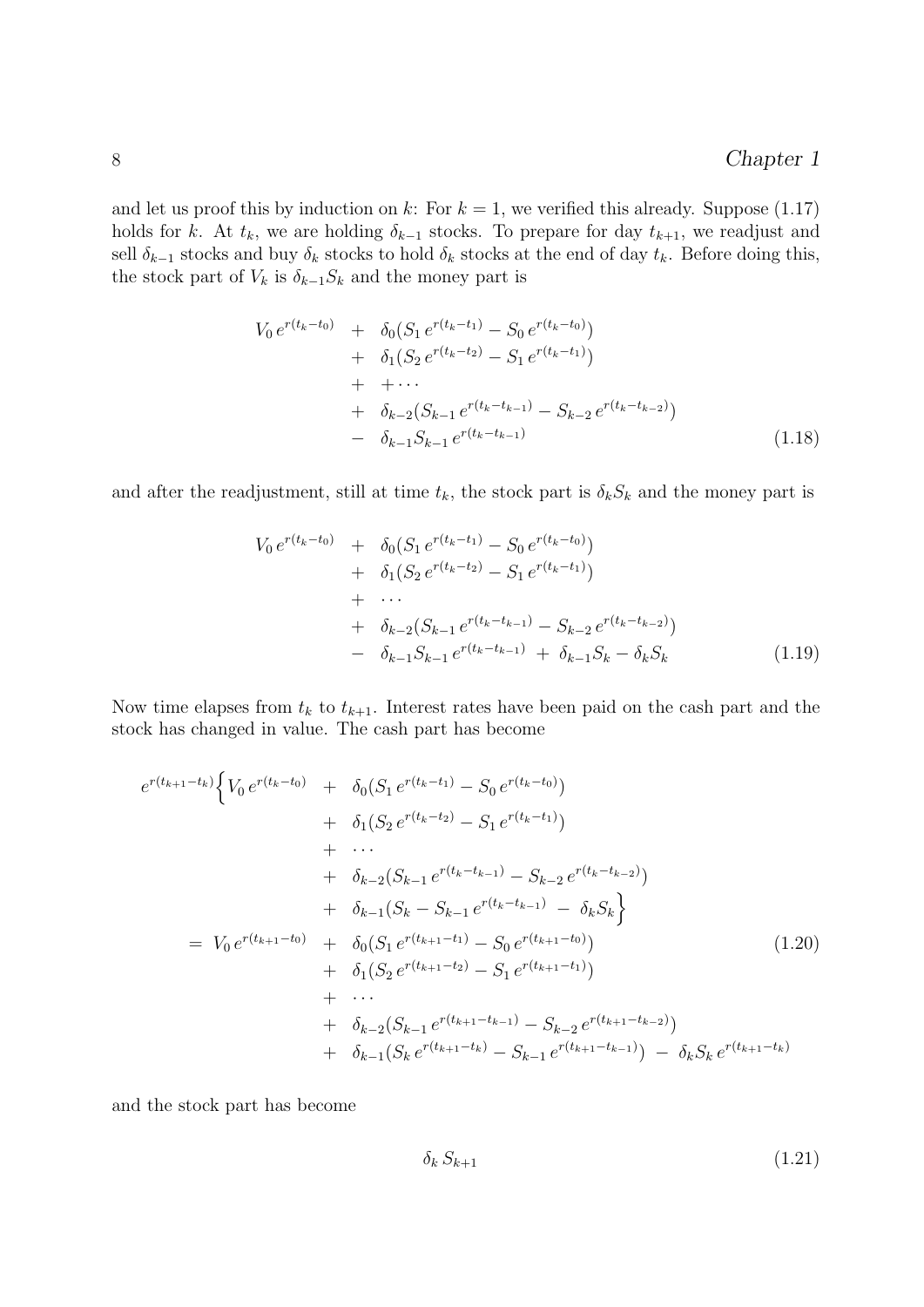and let us proof this by induction on $k$: For $k = 1$, we verified this already. Suppose (1.17) holds for $k$. At $t_k$, we are holding $\delta_{k-1}$ stocks. To prepare for day $t_{k+1}$, we readjust and sell $\delta_{k-1}$ stocks and buy $\delta_k$ stocks to hold $\delta_k$ stocks at the end of day $t_k$. Before doing this, the stock part of $V_k$ is $\delta_{k-1} S_k$ and the money part is

$$
\begin{aligned}
V_0\, e^{r(t_k - t_0)} \;&+\; \delta_0\big(S_1\, e^{r(t_k - t_1)} - S_0\, e^{r(t_k - t_0)}\big) \\
&+\; \delta_1\big(S_2\, e^{r(t_k - t_2)} - S_1\, e^{r(t_k - t_1)}\big) \\
&+\; + \cdots \\
&+\; \delta_{k-2}\big(S_{k-1}\, e^{r(t_k - t_{k-1})} - S_{k-2}\, e^{r(t_k - t_{k-2})}\big) \\
&-\; \delta_{k-1} S_{k-1}\, e^{r(t_k - t_{k-1})}
\end{aligned}
\tag{1.18}
$$

and after the readjustment, still at time $t_k$, the stock part is $\delta_k S_k$ and the money part is

$$
\begin{aligned}
V_0\, e^{r(t_k - t_0)} \;&+\; \delta_0\big(S_1\, e^{r(t_k - t_1)} - S_0\, e^{r(t_k - t_0)}\big) \\
&+\; \delta_1\big(S_2\, e^{r(t_k - t_2)} - S_1\, e^{r(t_k - t_1)}\big) \\
&+\; \cdots \\
&+\; \delta_{k-2}\big(S_{k-1}\, e^{r(t_k - t_{k-1})} - S_{k-2}\, e^{r(t_k - t_{k-2})}\big) \\
&-\; \delta_{k-1} S_{k-1}\, e^{r(t_k - t_{k-1})} \;+\; \delta_{k-1} S_k - \delta_k S_k
\end{aligned}
\tag{1.19}
$$

Now time elapses from $t_k$ to $t_{k+1}$. Interest rates have been paid on the cash part and the stock has changed in value. The cash part has become

$$
\begin{aligned}
e^{r(t_{k+1} - t_k)} \Big\{ V_0\, e^{r(t_k - t_0)} \;&+\; \delta_0\big(S_1\, e^{r(t_k - t_1)} - S_0\, e^{r(t_k - t_0)}\big) \\
&+\; \delta_1\big(S_2\, e^{r(t_k - t_2)} - S_1\, e^{r(t_k - t_1)}\big) \\
&+\; \cdots \\
&+\; \delta_{k-2}\big(S_{k-1}\, e^{r(t_k - t_{k-1})} - S_{k-2}\, e^{r(t_k - t_{k-2})}\big) \\
&+\; \delta_{k-1}\big(S_k - S_{k-1}\, e^{r(t_k - t_{k-1})} \;-\; \delta_k S_k \Big\} \\
= \; V_0\, e^{r(t_{k+1} - t_0)} \;&+\; \delta_0\big(S_1\, e^{r(t_{k+1} - t_1)} - S_0\, e^{r(t_{k+1} - t_0)}\big) \\
&+\; \delta_1\big(S_2\, e^{r(t_{k+1} - t_2)} - S_1\, e^{r(t_{k+1} - t_1)}\big) \\
&+\; \cdots \\
&+\; \delta_{k-2}\big(S_{k-1}\, e^{r(t_{k+1} - t_{k-1})} - S_{k-2}\, e^{r(t_{k+1} - t_{k-2})}\big) \\
&+\; \delta_{k-1}\big(S_k\, e^{r(t_{k+1} - t_k)} - S_{k-1}\, e^{r(t_{k+1} - t_{k-1})}\big) \;-\; \delta_k S_k\, e^{r(t_{k+1} - t_k)}
\end{aligned}
\tag{1.20}
$$

and the stock part has become

$$
\delta_k\, S_{k+1}
\tag{1.21}
$$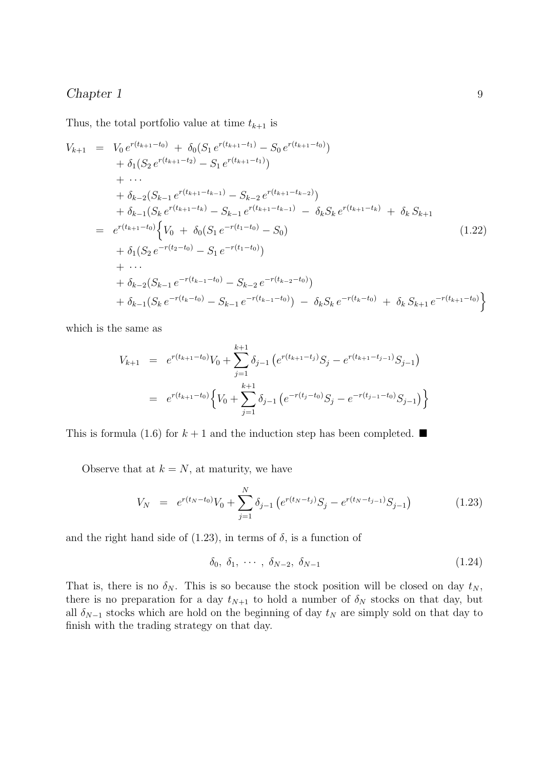Thus, the total portfolio value at time $t_{k+1}$ is

$$
\begin{aligned}
V_{k+1} &= V_0\, e^{r(t_{k+1}-t_0)} \;+\; \delta_0\big(S_1\, e^{r(t_{k+1}-t_1)} - S_0\, e^{r(t_{k+1}-t_0)}\big) \\
&\quad + \delta_1\big(S_2\, e^{r(t_{k+1}-t_2)} - S_1\, e^{r(t_{k+1}-t_1)}\big) \\
&\quad + \cdots \\
&\quad + \delta_{k-2}\big(S_{k-1}\, e^{r(t_{k+1}-t_{k-1})} - S_{k-2}\, e^{r(t_{k+1}-t_{k-2})}\big) \\
&\quad + \delta_{k-1}\big(S_k\, e^{r(t_{k+1}-t_k)} - S_{k-1}\, e^{r(t_{k+1}-t_{k-1})} \;-\; \delta_k S_k\, e^{r(t_{k+1}-t_k)} \;+\; \delta_k\, S_{k+1} \\
&= e^{r(t_{k+1}-t_0)}\Big\{ V_0 \;+\; \delta_0\big(S_1\, e^{-r(t_1-t_0)} - S_0\big) \qquad\qquad (1.22)\\
&\quad + \delta_1\big(S_2\, e^{-r(t_2-t_0)} - S_1\, e^{-r(t_1-t_0)}\big) \\
&\quad + \cdots \\
&\quad + \delta_{k-2}\big(S_{k-1}\, e^{-r(t_{k-1}-t_0)} - S_{k-2}\, e^{-r(t_{k-2}-t_0)}\big) \\
&\quad + \delta_{k-1}\big(S_k\, e^{-r(t_k-t_0)} - S_{k-1}\, e^{-r(t_{k-1}-t_0)}\big) \;-\; \delta_k S_k\, e^{-r(t_k-t_0)} \;+\; \delta_k\, S_{k+1}\, e^{-r(t_{k+1}-t_0)}\Big\}
\end{aligned}
$$

which is the same as

$$
\begin{aligned}
V_{k+1} &= e^{r(t_{k+1}-t_0)}V_0 + \sum_{j=1}^{k+1} \delta_{j-1}\left(e^{r(t_{k+1}-t_j)}S_j - e^{r(t_{k+1}-t_{j-1})}S_{j-1}\right) \\
&= e^{r(t_{k+1}-t_0)}\Big\{ V_0 + \sum_{j=1}^{k+1} \delta_{j-1}\left(e^{-r(t_j-t_0)}S_j - e^{-r(t_{j-1}-t_0)}S_{j-1}\right)\Big\}
\end{aligned}
$$

This is formula (1.6) for $k+1$ and the induction step has been completed. ■

Observe that at $k = N$, at maturity, we have

$$
V_N \;=\; e^{r(t_N-t_0)}V_0 + \sum_{j=1}^{N} \delta_{j-1}\left(e^{r(t_N-t_j)}S_j - e^{r(t_N-t_{j-1})}S_{j-1}\right) \tag{1.23}
$$

and the right hand side of (1.23), in terms of $\delta$, is a function of

$$
\delta_0,\ \delta_1,\ \cdots,\ \delta_{N-2},\ \delta_{N-1} \tag{1.24}
$$

That is, there is no $\delta_N$. This is so because the stock position will be closed on day $t_N$, there is no preparation for a day $t_{N+1}$ to hold a number of $\delta_N$ stocks on that day, but all $\delta_{N-1}$ stocks which are hold on the beginning of day $t_N$ are simply sold on that day to finish with the trading strategy on that day.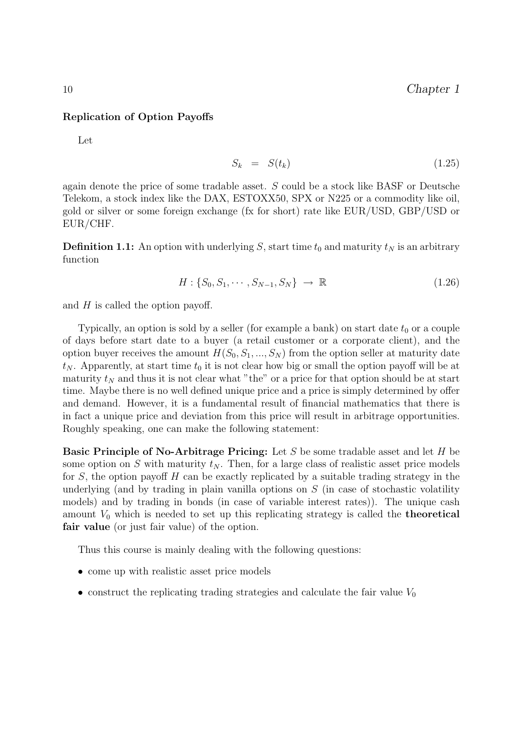### Replication of Option Payoffs

Let

$$S_k \;=\; S(t_k) \tag{1.25}$$

again denote the price of some tradable asset. $S$ could be a stock like BASF or Deutsche Telekom, a stock index like the DAX, ESTOXX50, SPX or N225 or a commodity like oil, gold or silver or some foreign exchange (fx for short) rate like EUR/USD, GBP/USD or EUR/CHF.

**Definition 1.1:** An option with underlying $S$, start time $t_0$ and maturity $t_N$ is an arbitrary function

$$H : \{S_0, S_1, \cdots, S_{N-1}, S_N\} \;\to\; \mathbb{R} \tag{1.26}$$

and $H$ is called the option payoff.

Typically, an option is sold by a seller (for example a bank) on start date $t_0$ or a couple of days before start date to a buyer (a retail customer or a corporate client), and the option buyer receives the amount $H(S_0, S_1, ..., S_N)$ from the option seller at maturity date $t_N$. Apparently, at start time $t_0$ it is not clear how big or small the option payoff will be at maturity $t_N$ and thus it is not clear what "the" or a price for that option should be at start time. Maybe there is no well defined unique price and a price is simply determined by offer and demand. However, it is a fundamental result of financial mathematics that there is in fact a unique price and deviation from this price will result in arbitrage opportunities. Roughly speaking, one can make the following statement:

**Basic Principle of No-Arbitrage Pricing:** Let $S$ be some tradable asset and let $H$ be some option on $S$ with maturity $t_N$. Then, for a large class of realistic asset price models for $S$, the option payoff $H$ can be exactly replicated by a suitable trading strategy in the underlying (and by trading in plain vanilla options on $S$ (in case of stochastic volatility models) and by trading in bonds (in case of variable interest rates)). The unique cash amount $V_0$ which is needed to set up this replicating strategy is called the **theoretical fair value** (or just fair value) of the option.

Thus this course is mainly dealing with the following questions:

- come up with realistic asset price models
- construct the replicating trading strategies and calculate the fair value $V_0$